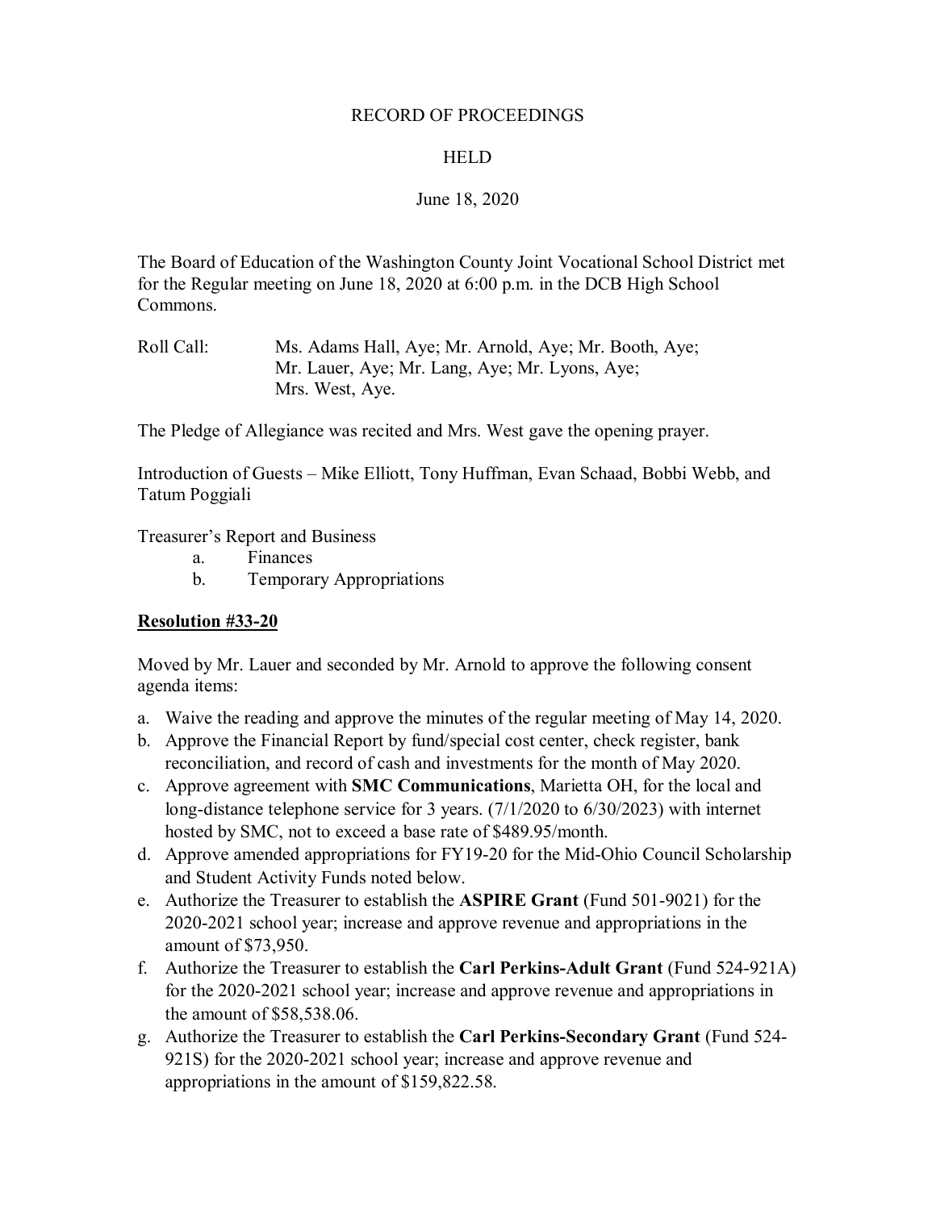RECORD OF PROCEEDINGS

HELD

June 18, 2020

The Board of Education of the Washington County Joint Vocational School District met for the Regular meeting on June 18, 2020 at 6:00 p.m. in the DCB High School Commons.

Roll Call: Ms. Adams Hall, Aye; Mr. Arnold, Aye; Mr. Booth, Aye; Mr. Lauer, Aye; Mr. Lang, Aye; Mr. Lyons, Aye; Mrs. West, Aye.

The Pledge of Allegiance was recited and Mrs. West gave the opening prayer.

Introduction of Guests – Mike Elliott, Tony Huffman, Evan Schaad, Bobbi Webb, and Tatum Poggiali

Treasurer's Report and Business

a. Finances
b. Temporary Appropriations

**Resolution #33-20**

Moved by Mr. Lauer and seconded by Mr. Arnold to approve the following consent agenda items:

a. Waive the reading and approve the minutes of the regular meeting of May 14, 2020.
b. Approve the Financial Report by fund/special cost center, check register, bank reconciliation, and record of cash and investments for the month of May 2020.
c. Approve agreement with **SMC Communications**, Marietta OH, for the local and long-distance telephone service for 3 years. (7/1/2020 to 6/30/2023) with internet hosted by SMC, not to exceed a base rate of $489.95/month.
d. Approve amended appropriations for FY19-20 for the Mid-Ohio Council Scholarship and Student Activity Funds noted below.
e. Authorize the Treasurer to establish the **ASPIRE Grant** (Fund 501-9021) for the 2020-2021 school year; increase and approve revenue and appropriations in the amount of $73,950.
f. Authorize the Treasurer to establish the **Carl Perkins-Adult Grant** (Fund 524-921A) for the 2020-2021 school year; increase and approve revenue and appropriations in the amount of $58,538.06.
g. Authorize the Treasurer to establish the **Carl Perkins-Secondary Grant** (Fund 524-921S) for the 2020-2021 school year; increase and approve revenue and appropriations in the amount of $159,822.58.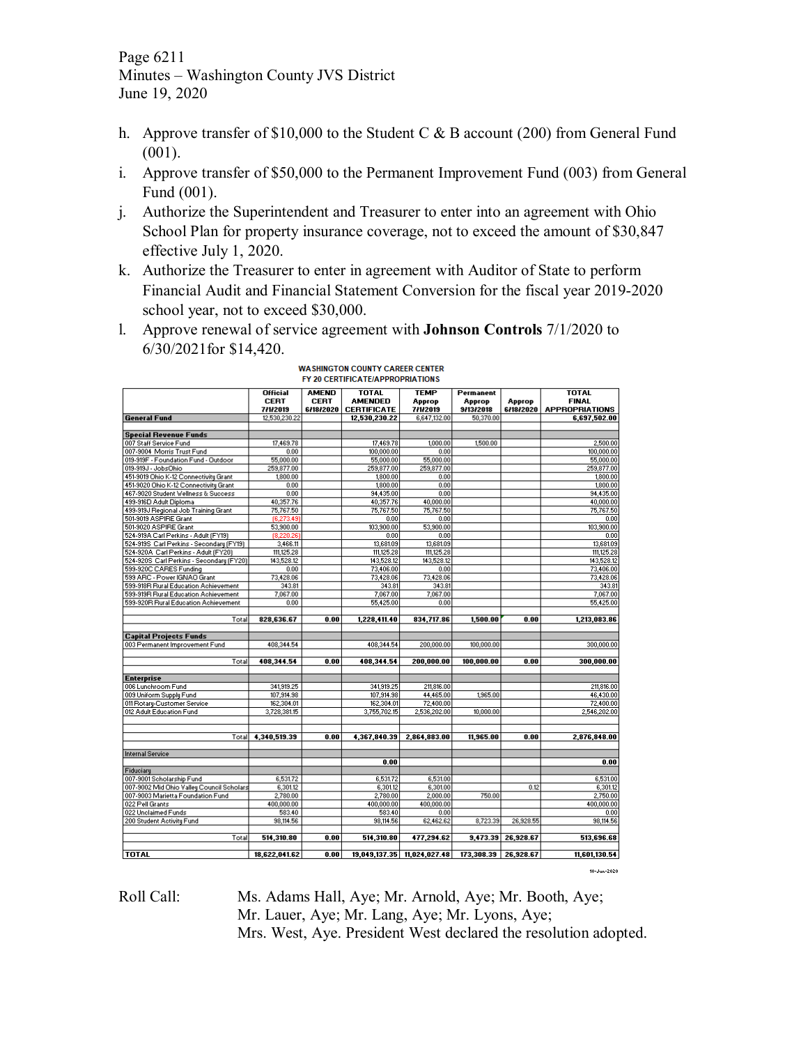h. Approve transfer of $10,000 to the Student C & B account (200) from General Fund (001).
i. Approve transfer of $50,000 to the Permanent Improvement Fund (003) from General Fund (001).
j. Authorize the Superintendent and Treasurer to enter into an agreement with Ohio School Plan for property insurance coverage, not to exceed the amount of $30,847 effective July 1, 2020.
k. Authorize the Treasurer to enter in agreement with Auditor of State to perform Financial Audit and Financial Statement Conversion for the fiscal year 2019-2020 school year, not to exceed $30,000.
l. Approve renewal of service agreement with **Johnson Controls** 7/1/2020 to 6/30/2021for $14,420.

**WASHINGTON COUNTY CAREER CENTER**
**FY 20 CERTIFICATE/APPROPRIATIONS**

| | Official CERT 7/1/2019 | AMEND CERT 6/18/2020 | TOTAL AMENDED CERTIFICATE | TEMP Approp 7/1/2019 | Permanent Approp 9/13/2018 | Approp 6/18/2020 | TOTAL FINAL APPROPRIATIONS |
|---|---|---|---|---|---|---|---|
| **General Fund** | 12,530,230.22 | | 12,530,230.22 | 6,647,132.00 | 50,370.00 | | 6,697,502.00 |
| | | | | | | | |
| **Special Revenue Funds** | | | | | | | |
| 007 Staff Service Fund | 17,469.78 | | 17,469.78 | 1,000.00 | 1,500.00 | | 2,500.00 |
| 007-9004 Morris Trust Fund | 0.00 | | 100,000.00 | 0.00 | | | 100,000.00 |
| 019-919F - Foundation Fund - Outdoor | 55,000.00 | | 55,000.00 | 55,000.00 | | | 55,000.00 |
| 019-919J - JobsOhio | 259,877.00 | | 259,877.00 | 259,877.00 | | | 259,877.00 |
| 451-9019 Ohio K-12 Connectivity Grant | 1,800.00 | | 1,800.00 | 0.00 | | | 1,800.00 |
| 451-9020 Ohio K-12 Connectivity Grant | 0.00 | | 1,800.00 | 0.00 | | | 1,800.00 |
| 467-9020 Student Wellness & Success | 0.00 | | 94,435.00 | 0.00 | | | 94,435.00 |
| 499-916D Adult Diploma | 40,357.76 | | 40,357.76 | 40,000.00 | | | 40,000.00 |
| 499-919J Regional Job Training Grant | 75,767.50 | | 75,767.50 | 75,767.50 | | | 75,767.50 |
| 501-9019 ASPIRE Grant | (6,273.49) | | 0.00 | 0.00 | | | 0.00 |
| 501-9020 ASPIRE Grant | 53,900.00 | | 103,900.00 | 53,900.00 | | | 103,900.00 |
| 524-919A Carl Perkins - Adult (FY19) | (8,220.26) | | 0.00 | 0.00 | | | 0.00 |
| 524-919S Carl Perkins - Secondary (FY19) | 3,466.11 | | 13,681.09 | 13,681.09 | | | 13,681.09 |
| 524-920A Carl Perkins - Adult (FY20) | 111,125.28 | | 111,125.28 | 111,125.28 | | | 111,125.28 |
| 524-920S Carl Perkins - Secondary (FY20) | 143,528.12 | | 143,528.12 | 143,528.12 | | | 143,528.12 |
| 599-920C CARES Funding | 0.00 | | 73,406.00 | 0.00 | | | 73,406.00 |
| 599 ARC - Power IGNAO Grant | 73,428.06 | | 73,428.06 | 73,428.06 | | | 73,428.06 |
| 599-918R Rural Education Achievement | 343.81 | | 343.81 | 343.81 | | | 343.81 |
| 599-919R Rural Education Achievement | 7,067.00 | | 7,067.00 | 7,067.00 | | | 7,067.00 |
| 599-920R Rural Education Achievement | 0.00 | | 55,425.00 | 0.00 | | | 55,425.00 |
| Total | **828,636.67** | **0.00** | **1,228,411.40** | **834,717.86** | **1,500.00** | **0.00** | **1,213,083.86** |
| | | | | | | | |
| **Capital Projects Funds** | | | | | | | |
| 003 Permanent Improvement Fund | 408,344.54 | | 408,344.54 | 200,000.00 | 100,000.00 | | 300,000.00 |
| Total | **408,344.54** | **0.00** | **408,344.54** | **200,000.00** | **100,000.00** | **0.00** | **300,000.00** |
| | | | | | | | |
| **Enterprise** | | | | | | | |
| 006 Lunchroom Fund | 341,919.25 | | 341,919.25 | 211,816.00 | | | 211,816.00 |
| 009 Uniform Supply Fund | 107,914.98 | | 107,914.98 | 44,465.00 | 1,965.00 | | 46,430.00 |
| 011 Rotary-Customer Service | 162,304.01 | | 162,304.01 | 72,400.00 | | | 72,400.00 |
| 012 Adult Education Fund | 3,728,381.15 | | 3,755,702.15 | 2,536,202.00 | 10,000.00 | | 2,546,202.00 |
| Total | **4,340,519.39** | **0.00** | **4,367,840.39** | **2,864,883.00** | **11,965.00** | **0.00** | **2,876,848.00** |
| | | | | | | | |
| Internal Service | | | | | | | |
| | | | **0.00** | | | | **0.00** |
| Fiduciary | | | | | | | |
| 007-9001 Scholarship Fund | 6,531.72 | | 6,531.72 | 6,531.00 | | | 6,531.00 |
| 007-9002 Mid Ohio Valley Council Scholars | 6,301.12 | | 6,301.12 | 6,301.00 | | 0.12 | 6,301.12 |
| 007-9003 Marietta Foundation Fund | 2,780.00 | | 2,780.00 | 2,000.00 | 750.00 | | 2,750.00 |
| 022 Pell Grants | 400,000.00 | | 400,000.00 | 400,000.00 | | | 400,000.00 |
| 022 Unclaimed Funds | 583.40 | | 583.40 | 0.00 | | | 0.00 |
| 200 Student Activity Fund | 98,114.56 | | 98,114.56 | 62,462.62 | 8,723.39 | 26,928.55 | 98,114.56 |
| Total | **514,310.80** | **0.00** | **514,310.80** | **477,294.62** | **9,473.39** | **26,928.67** | **513,696.68** |
| | | | | | | | |
| **TOTAL** | **18,622,041.62** | **0.00** | **19,049,137.35** | **11,024,027.48** | **173,308.39** | **26,928.67** | **11,601,130.54** |

10-Jun-2020

Roll Call: Ms. Adams Hall, Aye; Mr. Arnold, Aye; Mr. Booth, Aye; Mr. Lauer, Aye; Mr. Lang, Aye; Mr. Lyons, Aye; Mrs. West, Aye. President West declared the resolution adopted.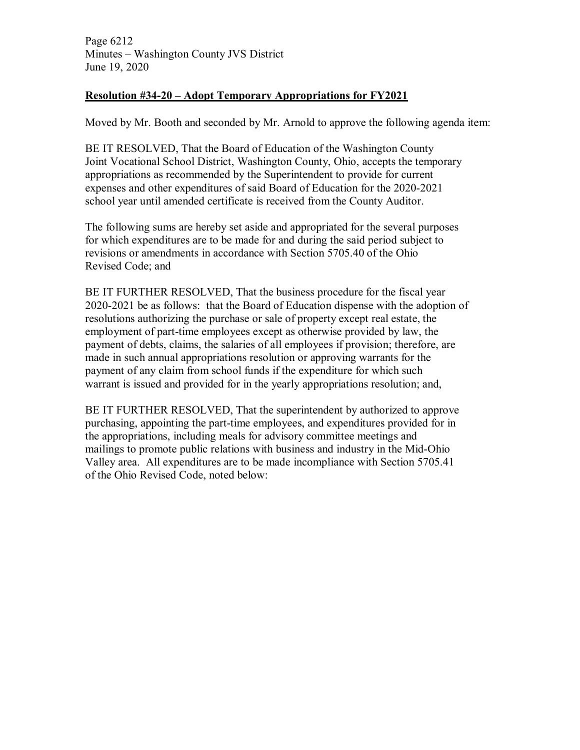**Resolution #34-20 – Adopt Temporary Appropriations for FY2021**

Moved by Mr. Booth and seconded by Mr. Arnold to approve the following agenda item:

BE IT RESOLVED, That the Board of Education of the Washington County Joint Vocational School District, Washington County, Ohio, accepts the temporary appropriations as recommended by the Superintendent to provide for current expenses and other expenditures of said Board of Education for the 2020-2021 school year until amended certificate is received from the County Auditor.

The following sums are hereby set aside and appropriated for the several purposes for which expenditures are to be made for and during the said period subject to revisions or amendments in accordance with Section 5705.40 of the Ohio Revised Code; and

BE IT FURTHER RESOLVED, That the business procedure for the fiscal year 2020-2021 be as follows: that the Board of Education dispense with the adoption of resolutions authorizing the purchase or sale of property except real estate, the employment of part-time employees except as otherwise provided by law, the payment of debts, claims, the salaries of all employees if provision; therefore, are made in such annual appropriations resolution or approving warrants for the payment of any claim from school funds if the expenditure for which such warrant is issued and provided for in the yearly appropriations resolution; and,

BE IT FURTHER RESOLVED, That the superintendent by authorized to approve purchasing, appointing the part-time employees, and expenditures provided for in the appropriations, including meals for advisory committee meetings and mailings to promote public relations with business and industry in the Mid-Ohio Valley area. All expenditures are to be made incompliance with Section 5705.41 of the Ohio Revised Code, noted below: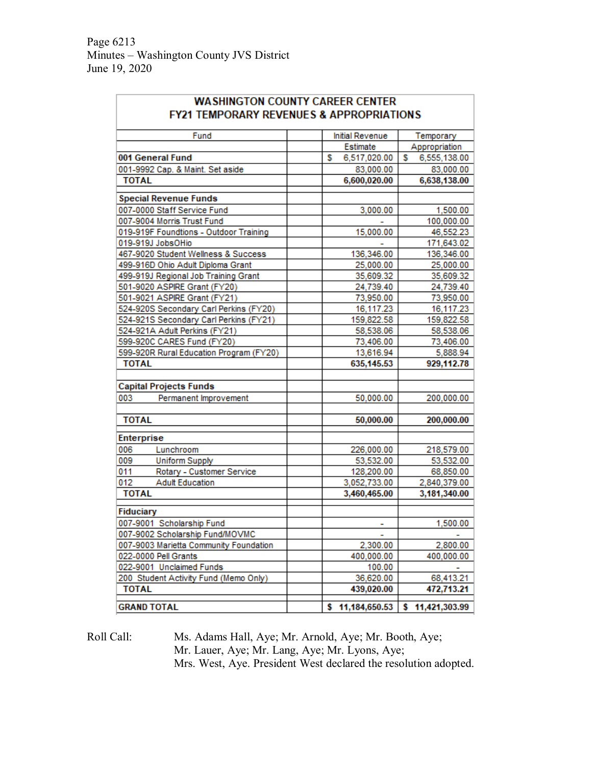## WASHINGTON COUNTY CAREER CENTER
## FY21 TEMPORARY REVENUES & APPROPRIATIONS

| Fund | | Initial Revenue Estimate | Temporary Appropriation |
|---|---|---|---|
| **001 General Fund** | | $ 6,517,020.00 | $ 6,555,138.00 |
| 001-9992 Cap. & Maint. Set aside | | 83,000.00 | 83,000.00 |
| **TOTAL** | | **6,600,020.00** | **6,638,138.00** |
| | | | |
| **Special Revenue Funds** | | | |
| 007-0000 Staff Service Fund | | 3,000.00 | 1,500.00 |
| 007-9004 Morris Trust Fund | | - | 100,000.00 |
| 019-919F Foundtions - Outdoor Training | | 15,000.00 | 46,552.23 |
| 019-919J JobsOHio | | - | 171,643.02 |
| 467-9020 Student Wellness & Success | | 136,346.00 | 136,346.00 |
| 499-916D Ohio Adult Diploma Grant | | 25,000.00 | 25,000.00 |
| 499-919J Regional Job Training Grant | | 35,609.32 | 35,609.32 |
| 501-9020 ASPIRE Grant (FY20) | | 24,739.40 | 24,739.40 |
| 501-9021 ASPIRE Grant (FY21) | | 73,950.00 | 73,950.00 |
| 524-920S Secondary Carl Perkins (FY20) | | 16,117.23 | 16,117.23 |
| 524-921S Secondary Carl Perkins (FY21) | | 159,822.58 | 159,822.58 |
| 524-921A Adult Perkins (FY21) | | 58,538.06 | 58,538.06 |
| 599-920C CARES Fund (FY20) | | 73,406.00 | 73,406.00 |
| 599-920R Rural Education Program (FY20) | | 13,616.94 | 5,888.94 |
| **TOTAL** | | **635,145.53** | **929,112.78** |
| | | | |
| **Capital Projects Funds** | | | |
| 003 Permanent Improvement | | 50,000.00 | 200,000.00 |
| | | | |
| **TOTAL** | | **50,000.00** | **200,000.00** |
| | | | |
| **Enterprise** | | | |
| 006 Lunchroom | | 226,000.00 | 218,579.00 |
| 009 Uniform Supply | | 53,532.00 | 53,532.00 |
| 011 Rotary - Customer Service | | 128,200.00 | 68,850.00 |
| 012 Adult Education | | 3,052,733.00 | 2,840,379.00 |
| **TOTAL** | | **3,460,465.00** | **3,181,340.00** |
| | | | |
| **Fiduciary** | | | |
| 007-9001 Scholarship Fund | | - | 1,500.00 |
| 007-9002 Scholarship Fund/MOVMC | | - | - |
| 007-9003 Marietta Community Foundation | | 2,300.00 | 2,800.00 |
| 022-0000 Pell Grants | | 400,000.00 | 400,000.00 |
| 022-9001 Unclaimed Funds | | 100.00 | - |
| 200 Student Activity Fund (Memo Only) | | 36,620.00 | 68,413.21 |
| **TOTAL** | | **439,020.00** | **472,713.21** |
| | | | |
| **GRAND TOTAL** | | **$ 11,184,650.53** | **$ 11,421,303.99** |

Roll Call: Ms. Adams Hall, Aye; Mr. Arnold, Aye; Mr. Booth, Aye; Mr. Lauer, Aye; Mr. Lang, Aye; Mr. Lyons, Aye; Mrs. West, Aye. President West declared the resolution adopted.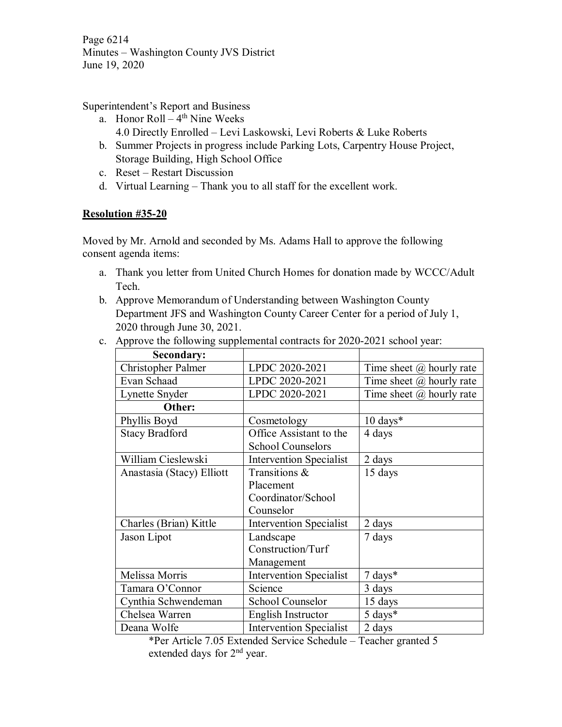Superintendent's Report and Business

a. Honor Roll – 4th Nine Weeks
   4.0 Directly Enrolled – Levi Laskowski, Levi Roberts & Luke Roberts
b. Summer Projects in progress include Parking Lots, Carpentry House Project, Storage Building, High School Office
c. Reset – Restart Discussion
d. Virtual Learning – Thank you to all staff for the excellent work.

**Resolution #35-20**

Moved by Mr. Arnold and seconded by Ms. Adams Hall to approve the following consent agenda items:

a. Thank you letter from United Church Homes for donation made by WCCC/Adult Tech.
b. Approve Memorandum of Understanding between Washington County Department JFS and Washington County Career Center for a period of July 1, 2020 through June 30, 2021.
c. Approve the following supplemental contracts for 2020-2021 school year:

| **Secondary:** | | |
|---|---|---|
| Christopher Palmer | LPDC 2020-2021 | Time sheet @ hourly rate |
| Evan Schaad | LPDC 2020-2021 | Time sheet @ hourly rate |
| Lynette Snyder | LPDC 2020-2021 | Time sheet @ hourly rate |
| **Other:** | | |
| Phyllis Boyd | Cosmetology | 10 days* |
| Stacy Bradford | Office Assistant to the School Counselors | 4 days |
| William Cieslewski | Intervention Specialist | 2 days |
| Anastasia (Stacy) Elliott | Transitions & Placement Coordinator/School Counselor | 15 days |
| Charles (Brian) Kittle | Intervention Specialist | 2 days |
| Jason Lipot | Landscape Construction/Turf Management | 7 days |
| Melissa Morris | Intervention Specialist | 7 days* |
| Tamara O'Connor | Science | 3 days |
| Cynthia Schwendeman | School Counselor | 15 days |
| Chelsea Warren | English Instructor | 5 days* |
| Deana Wolfe | Intervention Specialist | 2 days |

*Per Article 7.05 Extended Service Schedule – Teacher granted 5 extended days for 2nd year.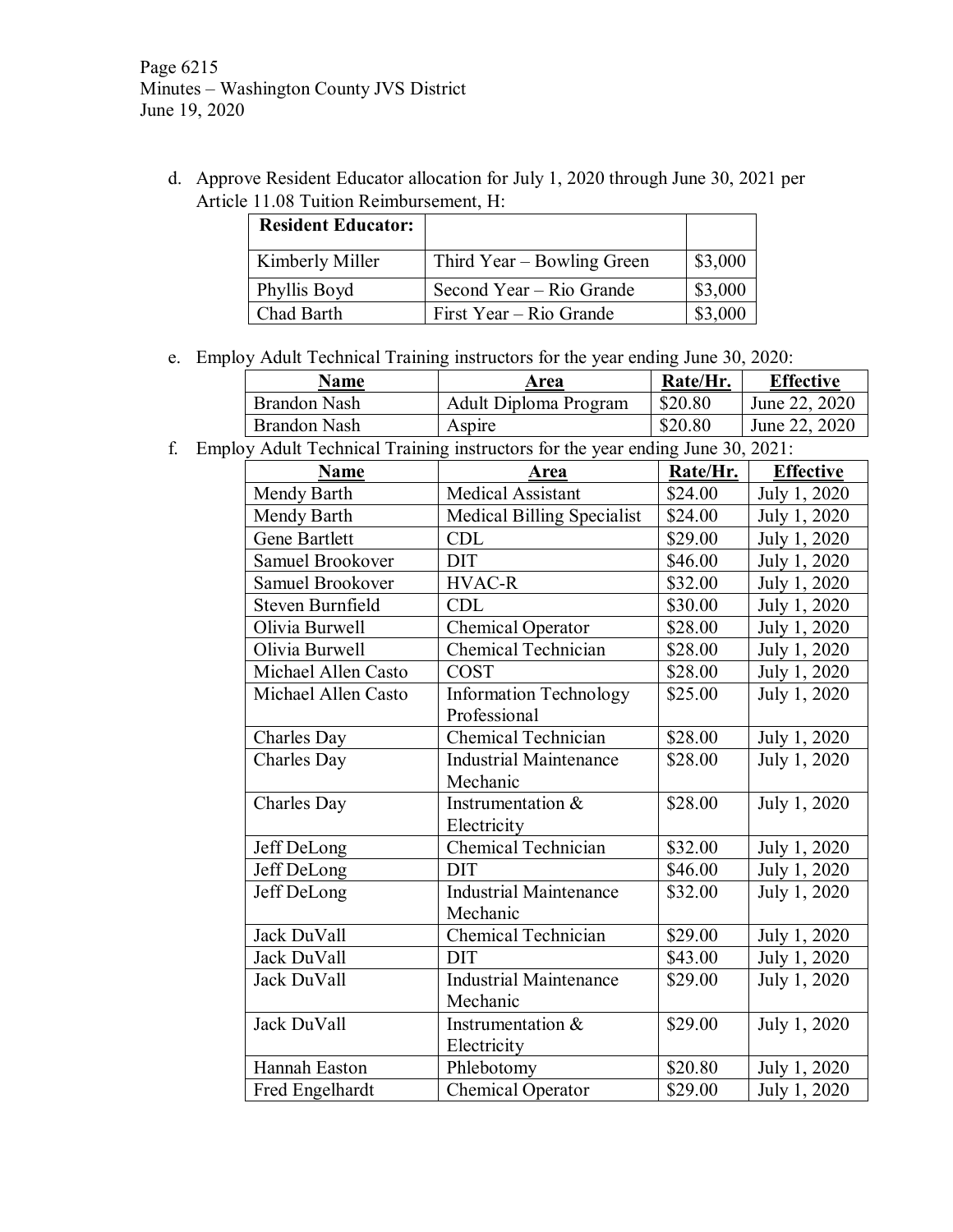d. Approve Resident Educator allocation for July 1, 2020 through June 30, 2021 per Article 11.08 Tuition Reimbursement, H:

| **Resident Educator:** | | |
|---|---|---|
| Kimberly Miller | Third Year – Bowling Green | $3,000 |
| Phyllis Boyd | Second Year – Rio Grande | $3,000 |
| Chad Barth | First Year – Rio Grande | $3,000 |

e. Employ Adult Technical Training instructors for the year ending June 30, 2020:

| Name | Area | Rate/Hr. | Effective |
|---|---|---|---|
| Brandon Nash | Adult Diploma Program | $20.80 | June 22, 2020 |
| Brandon Nash | Aspire | $20.80 | June 22, 2020 |

f. Employ Adult Technical Training instructors for the year ending June 30, 2021:

| Name | Area | Rate/Hr. | Effective |
|---|---|---|---|
| Mendy Barth | Medical Assistant | $24.00 | July 1, 2020 |
| Mendy Barth | Medical Billing Specialist | $24.00 | July 1, 2020 |
| Gene Bartlett | CDL | $29.00 | July 1, 2020 |
| Samuel Brookover | DIT | $46.00 | July 1, 2020 |
| Samuel Brookover | HVAC-R | $32.00 | July 1, 2020 |
| Steven Burnfield | CDL | $30.00 | July 1, 2020 |
| Olivia Burwell | Chemical Operator | $28.00 | July 1, 2020 |
| Olivia Burwell | Chemical Technician | $28.00 | July 1, 2020 |
| Michael Allen Casto | COST | $28.00 | July 1, 2020 |
| Michael Allen Casto | Information Technology Professional | $25.00 | July 1, 2020 |
| Charles Day | Chemical Technician | $28.00 | July 1, 2020 |
| Charles Day | Industrial Maintenance Mechanic | $28.00 | July 1, 2020 |
| Charles Day | Instrumentation & Electricity | $28.00 | July 1, 2020 |
| Jeff DeLong | Chemical Technician | $32.00 | July 1, 2020 |
| Jeff DeLong | DIT | $46.00 | July 1, 2020 |
| Jeff DeLong | Industrial Maintenance Mechanic | $32.00 | July 1, 2020 |
| Jack DuVall | Chemical Technician | $29.00 | July 1, 2020 |
| Jack DuVall | DIT | $43.00 | July 1, 2020 |
| Jack DuVall | Industrial Maintenance Mechanic | $29.00 | July 1, 2020 |
| Jack DuVall | Instrumentation & Electricity | $29.00 | July 1, 2020 |
| Hannah Easton | Phlebotomy | $20.80 | July 1, 2020 |
| Fred Engelhardt | Chemical Operator | $29.00 | July 1, 2020 |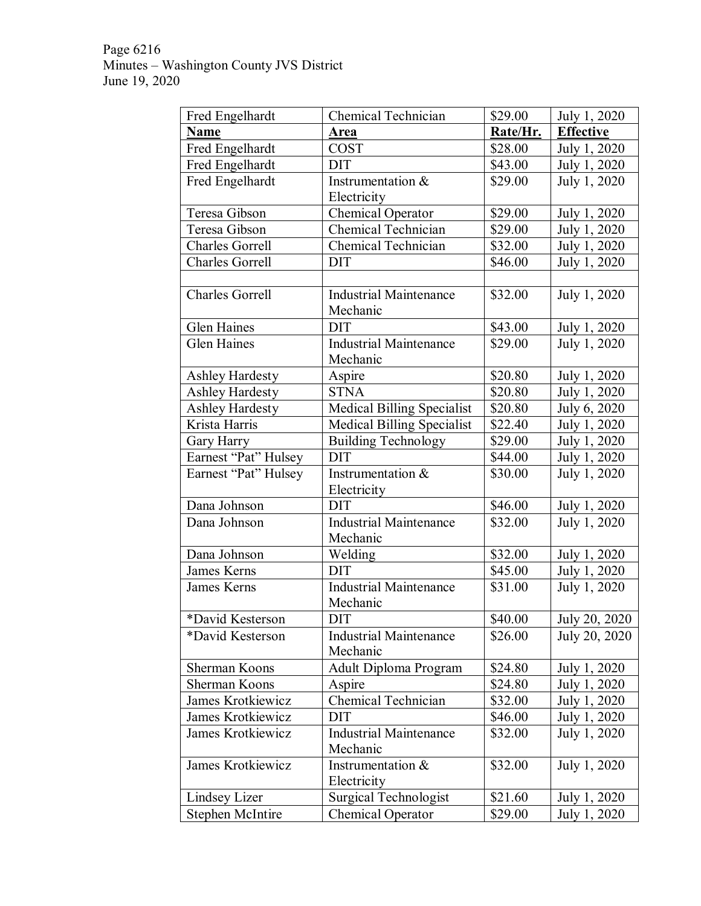| Fred Engelhardt | Chemical Technician | \$29.00 | July 1, 2020 |
|---|---|---|---|
| **Name** | **Area** | **Rate/Hr.** | **Effective** |
| Fred Engelhardt | COST | \$28.00 | July 1, 2020 |
| Fred Engelhardt | DIT | \$43.00 | July 1, 2020 |
| Fred Engelhardt | Instrumentation & Electricity | \$29.00 | July 1, 2020 |
| Teresa Gibson | Chemical Operator | \$29.00 | July 1, 2020 |
| Teresa Gibson | Chemical Technician | \$29.00 | July 1, 2020 |
| Charles Gorrell | Chemical Technician | \$32.00 | July 1, 2020 |
| Charles Gorrell | DIT | \$46.00 | July 1, 2020 |
| | | | |
| Charles Gorrell | Industrial Maintenance Mechanic | \$32.00 | July 1, 2020 |
| Glen Haines | DIT | \$43.00 | July 1, 2020 |
| Glen Haines | Industrial Maintenance Mechanic | \$29.00 | July 1, 2020 |
| Ashley Hardesty | Aspire | \$20.80 | July 1, 2020 |
| Ashley Hardesty | STNA | \$20.80 | July 1, 2020 |
| Ashley Hardesty | Medical Billing Specialist | \$20.80 | July 6, 2020 |
| Krista Harris | Medical Billing Specialist | \$22.40 | July 1, 2020 |
| Gary Harry | Building Technology | \$29.00 | July 1, 2020 |
| Earnest "Pat" Hulsey | DIT | \$44.00 | July 1, 2020 |
| Earnest "Pat" Hulsey | Instrumentation & Electricity | \$30.00 | July 1, 2020 |
| Dana Johnson | DIT | \$46.00 | July 1, 2020 |
| Dana Johnson | Industrial Maintenance Mechanic | \$32.00 | July 1, 2020 |
| Dana Johnson | Welding | \$32.00 | July 1, 2020 |
| James Kerns | DIT | \$45.00 | July 1, 2020 |
| James Kerns | Industrial Maintenance Mechanic | \$31.00 | July 1, 2020 |
| *David Kesterson | DIT | \$40.00 | July 20, 2020 |
| *David Kesterson | Industrial Maintenance Mechanic | \$26.00 | July 20, 2020 |
| Sherman Koons | Adult Diploma Program | \$24.80 | July 1, 2020 |
| Sherman Koons | Aspire | \$24.80 | July 1, 2020 |
| James Krotkiewicz | Chemical Technician | \$32.00 | July 1, 2020 |
| James Krotkiewicz | DIT | \$46.00 | July 1, 2020 |
| James Krotkiewicz | Industrial Maintenance Mechanic | \$32.00 | July 1, 2020 |
| James Krotkiewicz | Instrumentation & Electricity | \$32.00 | July 1, 2020 |
| Lindsey Lizer | Surgical Technologist | \$21.60 | July 1, 2020 |
| Stephen McIntire | Chemical Operator | \$29.00 | July 1, 2020 |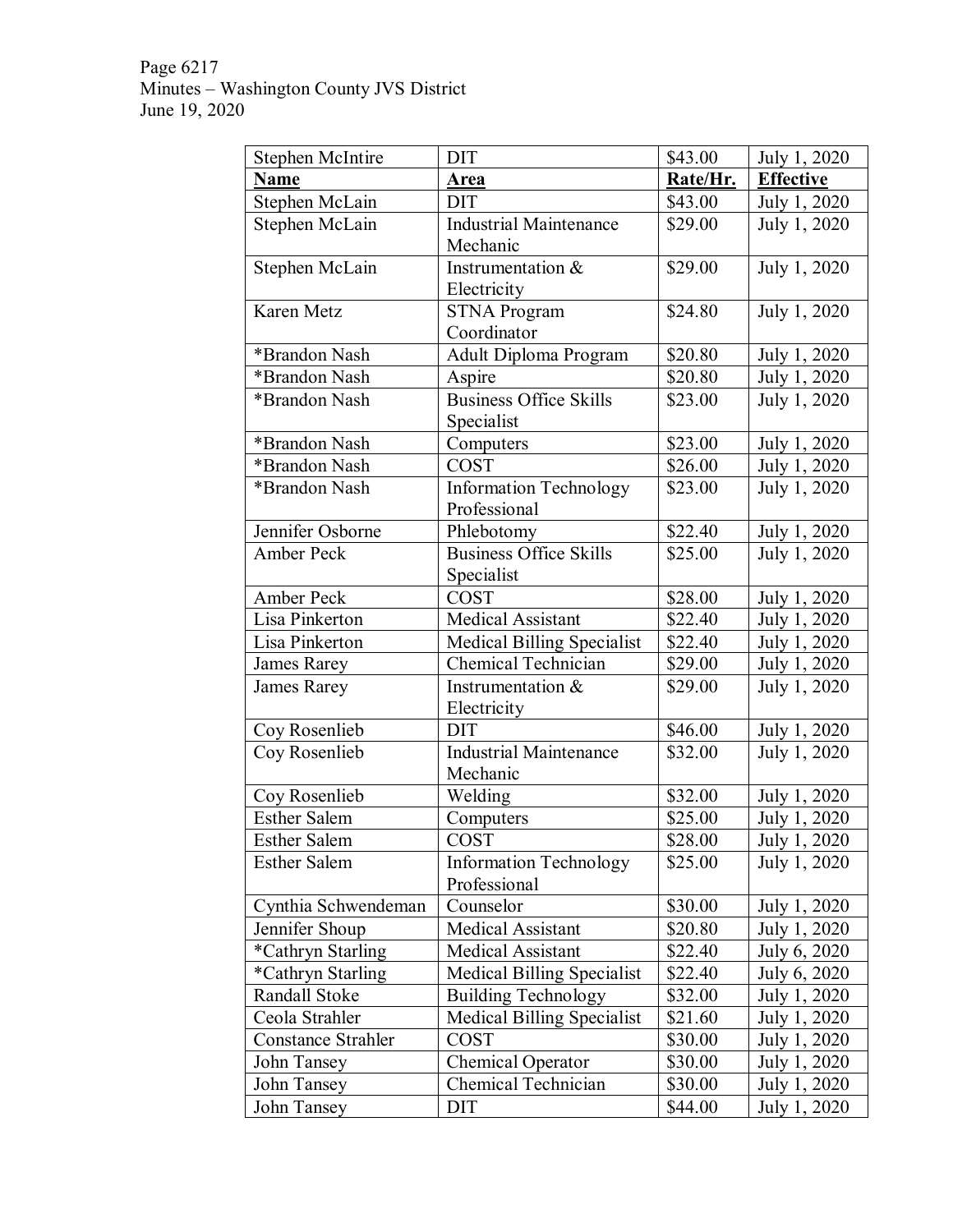| Stephen McIntire | DIT | \$43.00 | July 1, 2020 |
|---|---|---|---|
| **Name** | **Area** | **Rate/Hr.** | **Effective** |
| Stephen McLain | DIT | \$43.00 | July 1, 2020 |
| Stephen McLain | Industrial Maintenance Mechanic | \$29.00 | July 1, 2020 |
| Stephen McLain | Instrumentation & Electricity | \$29.00 | July 1, 2020 |
| Karen Metz | STNA Program Coordinator | \$24.80 | July 1, 2020 |
| *Brandon Nash | Adult Diploma Program | \$20.80 | July 1, 2020 |
| *Brandon Nash | Aspire | \$20.80 | July 1, 2020 |
| *Brandon Nash | Business Office Skills Specialist | \$23.00 | July 1, 2020 |
| *Brandon Nash | Computers | \$23.00 | July 1, 2020 |
| *Brandon Nash | COST | \$26.00 | July 1, 2020 |
| *Brandon Nash | Information Technology Professional | \$23.00 | July 1, 2020 |
| Jennifer Osborne | Phlebotomy | \$22.40 | July 1, 2020 |
| Amber Peck | Business Office Skills Specialist | \$25.00 | July 1, 2020 |
| Amber Peck | COST | \$28.00 | July 1, 2020 |
| Lisa Pinkerton | Medical Assistant | \$22.40 | July 1, 2020 |
| Lisa Pinkerton | Medical Billing Specialist | \$22.40 | July 1, 2020 |
| James Rarey | Chemical Technician | \$29.00 | July 1, 2020 |
| James Rarey | Instrumentation & Electricity | \$29.00 | July 1, 2020 |
| Coy Rosenlieb | DIT | \$46.00 | July 1, 2020 |
| Coy Rosenlieb | Industrial Maintenance Mechanic | \$32.00 | July 1, 2020 |
| Coy Rosenlieb | Welding | \$32.00 | July 1, 2020 |
| Esther Salem | Computers | \$25.00 | July 1, 2020 |
| Esther Salem | COST | \$28.00 | July 1, 2020 |
| Esther Salem | Information Technology Professional | \$25.00 | July 1, 2020 |
| Cynthia Schwendeman | Counselor | \$30.00 | July 1, 2020 |
| Jennifer Shoup | Medical Assistant | \$20.80 | July 1, 2020 |
| *Cathryn Starling | Medical Assistant | \$22.40 | July 6, 2020 |
| *Cathryn Starling | Medical Billing Specialist | \$22.40 | July 6, 2020 |
| Randall Stoke | Building Technology | \$32.00 | July 1, 2020 |
| Ceola Strahler | Medical Billing Specialist | \$21.60 | July 1, 2020 |
| Constance Strahler | COST | \$30.00 | July 1, 2020 |
| John Tansey | Chemical Operator | \$30.00 | July 1, 2020 |
| John Tansey | Chemical Technician | \$30.00 | July 1, 2020 |
| John Tansey | DIT | \$44.00 | July 1, 2020 |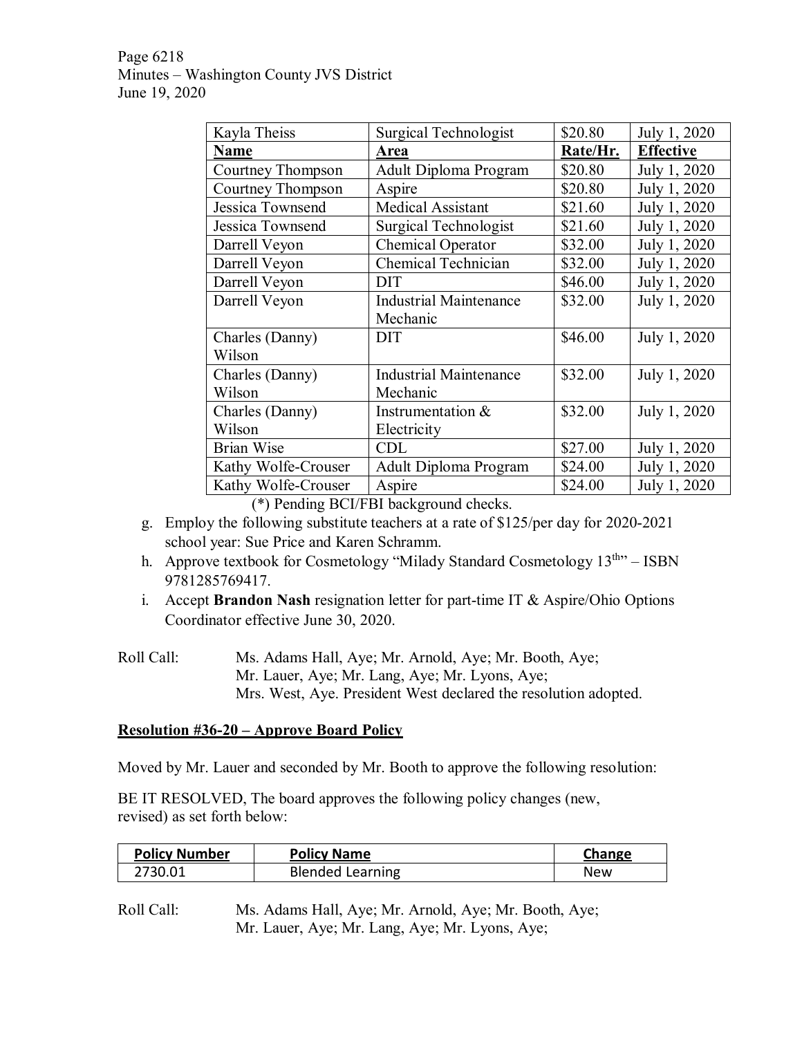| Kayla Theiss | Surgical Technologist | $20.80 | July 1, 2020 |
|---|---|---|---|
| **Name** | **Area** | **Rate/Hr.** | **Effective** |
| Courtney Thompson | Adult Diploma Program | $20.80 | July 1, 2020 |
| Courtney Thompson | Aspire | $20.80 | July 1, 2020 |
| Jessica Townsend | Medical Assistant | $21.60 | July 1, 2020 |
| Jessica Townsend | Surgical Technologist | $21.60 | July 1, 2020 |
| Darrell Veyon | Chemical Operator | $32.00 | July 1, 2020 |
| Darrell Veyon | Chemical Technician | $32.00 | July 1, 2020 |
| Darrell Veyon | DIT | $46.00 | July 1, 2020 |
| Darrell Veyon | Industrial Maintenance Mechanic | $32.00 | July 1, 2020 |
| Charles (Danny) Wilson | DIT | $46.00 | July 1, 2020 |
| Charles (Danny) Wilson | Industrial Maintenance Mechanic | $32.00 | July 1, 2020 |
| Charles (Danny) Wilson | Instrumentation & Electricity | $32.00 | July 1, 2020 |
| Brian Wise | CDL | $27.00 | July 1, 2020 |
| Kathy Wolfe-Crouser | Adult Diploma Program | $24.00 | July 1, 2020 |
| Kathy Wolfe-Crouser | Aspire | $24.00 | July 1, 2020 |

(*) Pending BCI/FBI background checks.

g. Employ the following substitute teachers at a rate of $125/per day for 2020-2021 school year: Sue Price and Karen Schramm.

h. Approve textbook for Cosmetology "Milady Standard Cosmetology 13th" – ISBN 9781285769417.

i. Accept **Brandon Nash** resignation letter for part-time IT & Aspire/Ohio Options Coordinator effective June 30, 2020.

Roll Call: Ms. Adams Hall, Aye; Mr. Arnold, Aye; Mr. Booth, Aye; Mr. Lauer, Aye; Mr. Lang, Aye; Mr. Lyons, Aye; Mrs. West, Aye. President West declared the resolution adopted.

**Resolution #36-20 – Approve Board Policy**

Moved by Mr. Lauer and seconded by Mr. Booth to approve the following resolution:

BE IT RESOLVED, The board approves the following policy changes (new, revised) as set forth below:

| **Policy Number** | **Policy Name** | **Change** |
|---|---|---|
| 2730.01 | Blended Learning | New |

Roll Call: Ms. Adams Hall, Aye; Mr. Arnold, Aye; Mr. Booth, Aye; Mr. Lauer, Aye; Mr. Lang, Aye; Mr. Lyons, Aye;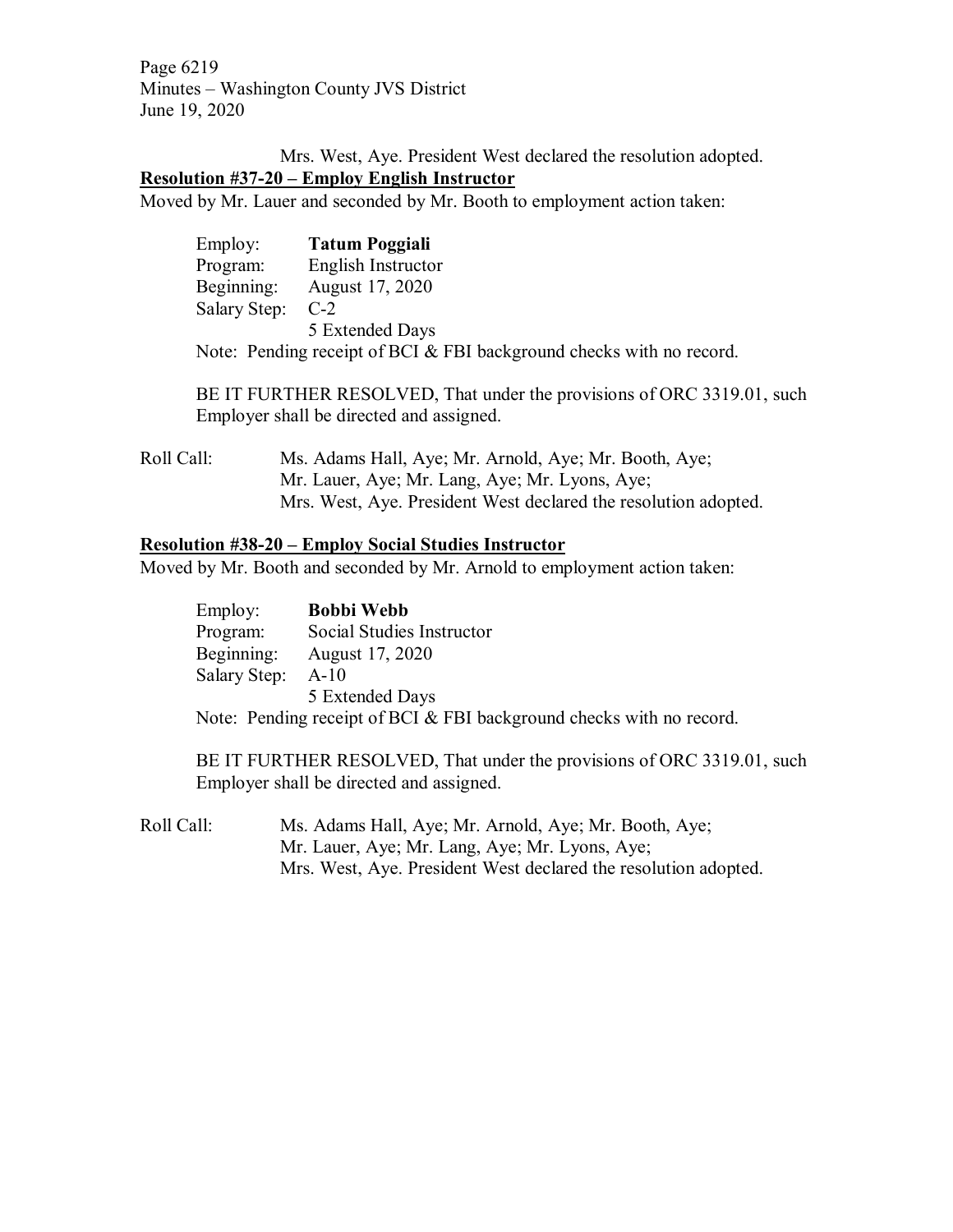Mrs. West, Aye. President West declared the resolution adopted.

**Resolution #37-20 – Employ English Instructor**

Moved by Mr. Lauer and seconded by Mr. Booth to employment action taken:

Employ: **Tatum Poggiali**
Program: English Instructor
Beginning: August 17, 2020
Salary Step: C-2
5 Extended Days

Note: Pending receipt of BCI & FBI background checks with no record.

BE IT FURTHER RESOLVED, That under the provisions of ORC 3319.01, such Employer shall be directed and assigned.

Roll Call: Ms. Adams Hall, Aye; Mr. Arnold, Aye; Mr. Booth, Aye; Mr. Lauer, Aye; Mr. Lang, Aye; Mr. Lyons, Aye; Mrs. West, Aye. President West declared the resolution adopted.

**Resolution #38-20 – Employ Social Studies Instructor**

Moved by Mr. Booth and seconded by Mr. Arnold to employment action taken:

Employ: **Bobbi Webb**
Program: Social Studies Instructor
Beginning: August 17, 2020
Salary Step: A-10
5 Extended Days

Note: Pending receipt of BCI & FBI background checks with no record.

BE IT FURTHER RESOLVED, That under the provisions of ORC 3319.01, such Employer shall be directed and assigned.

Roll Call: Ms. Adams Hall, Aye; Mr. Arnold, Aye; Mr. Booth, Aye; Mr. Lauer, Aye; Mr. Lang, Aye; Mr. Lyons, Aye; Mrs. West, Aye. President West declared the resolution adopted.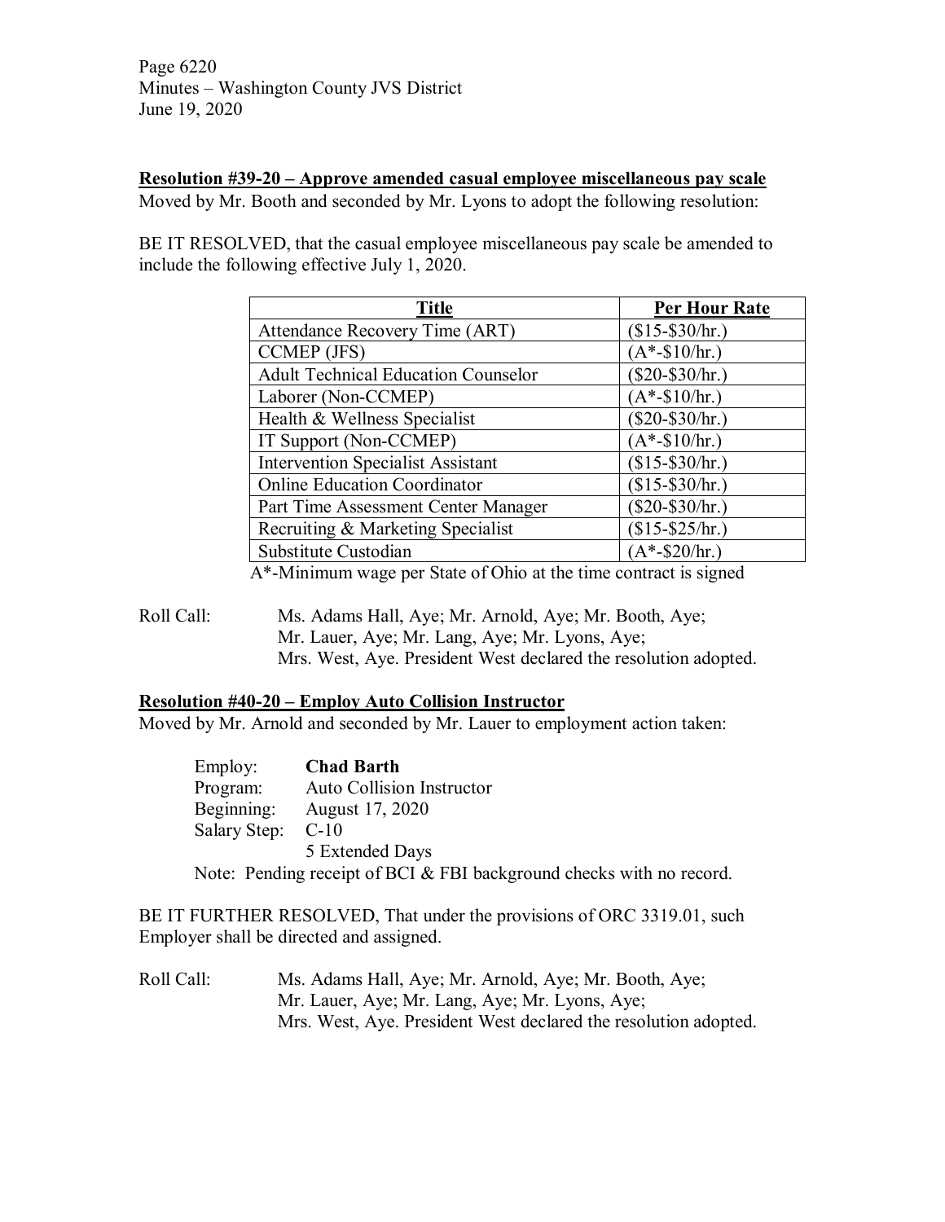**Resolution #39-20 – Approve amended casual employee miscellaneous pay scale**

Moved by Mr. Booth and seconded by Mr. Lyons to adopt the following resolution:

BE IT RESOLVED, that the casual employee miscellaneous pay scale be amended to include the following effective July 1, 2020.

| Title | Per Hour Rate |
|---|---|
| Attendance Recovery Time (ART) | ($15-$30/hr.) |
| CCMEP (JFS) | (A*-$10/hr.) |
| Adult Technical Education Counselor | ($20-$30/hr.) |
| Laborer (Non-CCMEP) | (A*-$10/hr.) |
| Health & Wellness Specialist | ($20-$30/hr.) |
| IT Support (Non-CCMEP) | (A*-$10/hr.) |
| Intervention Specialist Assistant | ($15-$30/hr.) |
| Online Education Coordinator | ($15-$30/hr.) |
| Part Time Assessment Center Manager | ($20-$30/hr.) |
| Recruiting & Marketing Specialist | ($15-$25/hr.) |
| Substitute Custodian | (A*-$20/hr.) |

A*-Minimum wage per State of Ohio at the time contract is signed

Roll Call: Ms. Adams Hall, Aye; Mr. Arnold, Aye; Mr. Booth, Aye; Mr. Lauer, Aye; Mr. Lang, Aye; Mr. Lyons, Aye; Mrs. West, Aye. President West declared the resolution adopted.

**Resolution #40-20 – Employ Auto Collision Instructor**

Moved by Mr. Arnold and seconded by Mr. Lauer to employment action taken:

Employ: **Chad Barth**
Program: Auto Collision Instructor
Beginning: August 17, 2020
Salary Step: C-10
5 Extended Days

Note: Pending receipt of BCI & FBI background checks with no record.

BE IT FURTHER RESOLVED, That under the provisions of ORC 3319.01, such Employer shall be directed and assigned.

Roll Call: Ms. Adams Hall, Aye; Mr. Arnold, Aye; Mr. Booth, Aye; Mr. Lauer, Aye; Mr. Lang, Aye; Mr. Lyons, Aye; Mrs. West, Aye. President West declared the resolution adopted.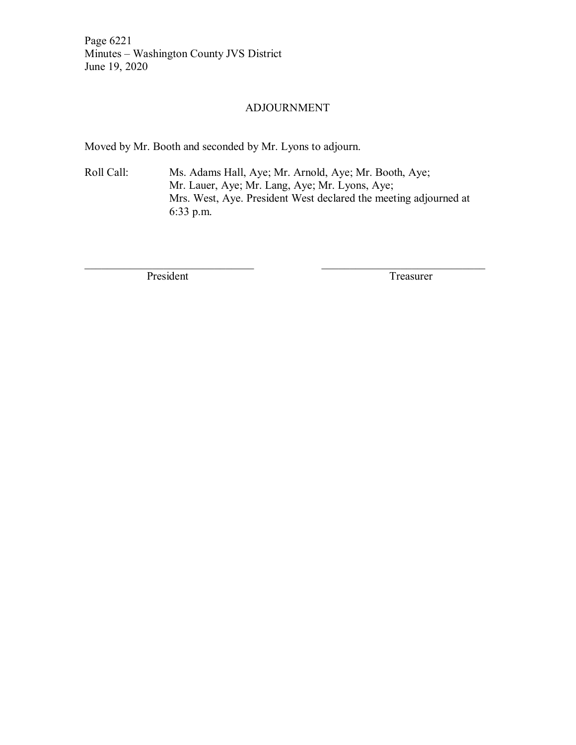## ADJOURNMENT

Moved by Mr. Booth and seconded by Mr. Lyons to adjourn.

Roll Call: Ms. Adams Hall, Aye; Mr. Arnold, Aye; Mr. Booth, Aye; Mr. Lauer, Aye; Mr. Lang, Aye; Mr. Lyons, Aye; Mrs. West, Aye. President West declared the meeting adjourned at 6:33 p.m.

\_\_\_\_\_\_\_\_\_\_\_\_\_\_\_\_\_\_\_\_\_\_\_\_\_\_\_\_\_\_ President

\_\_\_\_\_\_\_\_\_\_\_\_\_\_\_\_\_\_\_\_\_\_\_\_\_\_\_\_\_\_ Treasurer